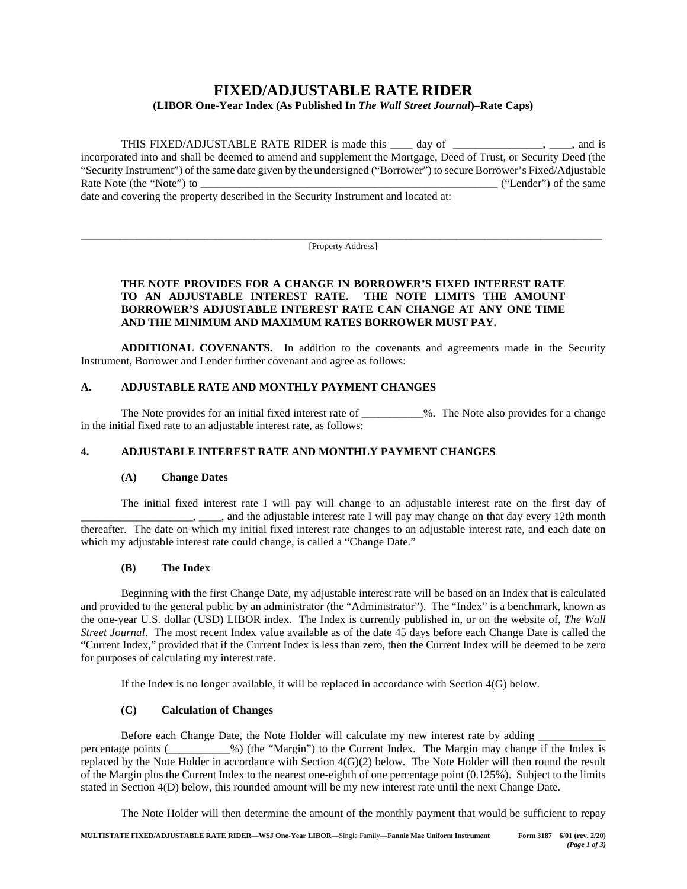# FIXED/ADJUSTABLE RATE RIDER

**(LIBOR One-Year Index (As Published In *The Wall Street Journal*)–Rate Caps)**

THIS FIXED/ADJUSTABLE RATE RIDER is made this ____ day of ________________, ____, and is incorporated into and shall be deemed to amend and supplement the Mortgage, Deed of Trust, or Security Deed (the "Security Instrument") of the same date given by the undersigned ("Borrower") to secure Borrower's Fixed/Adjustable Rate Note (the "Note") to _______________________________________________________ ("Lender") of the same date and covering the property described in the Security Instrument and located at:

_____________________________________________________________________________________________

[Property Address]

**THE NOTE PROVIDES FOR A CHANGE IN BORROWER'S FIXED INTEREST RATE TO AN ADJUSTABLE INTEREST RATE. THE NOTE LIMITS THE AMOUNT BORROWER'S ADJUSTABLE INTEREST RATE CAN CHANGE AT ANY ONE TIME AND THE MINIMUM AND MAXIMUM RATES BORROWER MUST PAY.**

**ADDITIONAL COVENANTS.** In addition to the covenants and agreements made in the Security Instrument, Borrower and Lender further covenant and agree as follows:

## A. ADJUSTABLE RATE AND MONTHLY PAYMENT CHANGES

The Note provides for an initial fixed interest rate of ___________%. The Note also provides for a change in the initial fixed rate to an adjustable interest rate, as follows:

## 4. ADJUSTABLE INTEREST RATE AND MONTHLY PAYMENT CHANGES

### (A) Change Dates

The initial fixed interest rate I will pay will change to an adjustable interest rate on the first day of ____________________, ____, and the adjustable interest rate I will pay may change on that day every 12th month thereafter. The date on which my initial fixed interest rate changes to an adjustable interest rate, and each date on which my adjustable interest rate could change, is called a "Change Date."

### (B) The Index

Beginning with the first Change Date, my adjustable interest rate will be based on an Index that is calculated and provided to the general public by an administrator (the "Administrator"). The "Index" is a benchmark, known as the one-year U.S. dollar (USD) LIBOR index. The Index is currently published in, or on the website of, *The Wall Street Journal*. The most recent Index value available as of the date 45 days before each Change Date is called the "Current Index," provided that if the Current Index is less than zero, then the Current Index will be deemed to be zero for purposes of calculating my interest rate.

If the Index is no longer available, it will be replaced in accordance with Section 4(G) below.

### (C) Calculation of Changes

Before each Change Date, the Note Holder will calculate my new interest rate by adding ____________ percentage points (___________%) (the "Margin") to the Current Index. The Margin may change if the Index is replaced by the Note Holder in accordance with Section 4(G)(2) below. The Note Holder will then round the result of the Margin plus the Current Index to the nearest one-eighth of one percentage point (0.125%). Subject to the limits stated in Section 4(D) below, this rounded amount will be my new interest rate until the next Change Date.

The Note Holder will then determine the amount of the monthly payment that would be sufficient to repay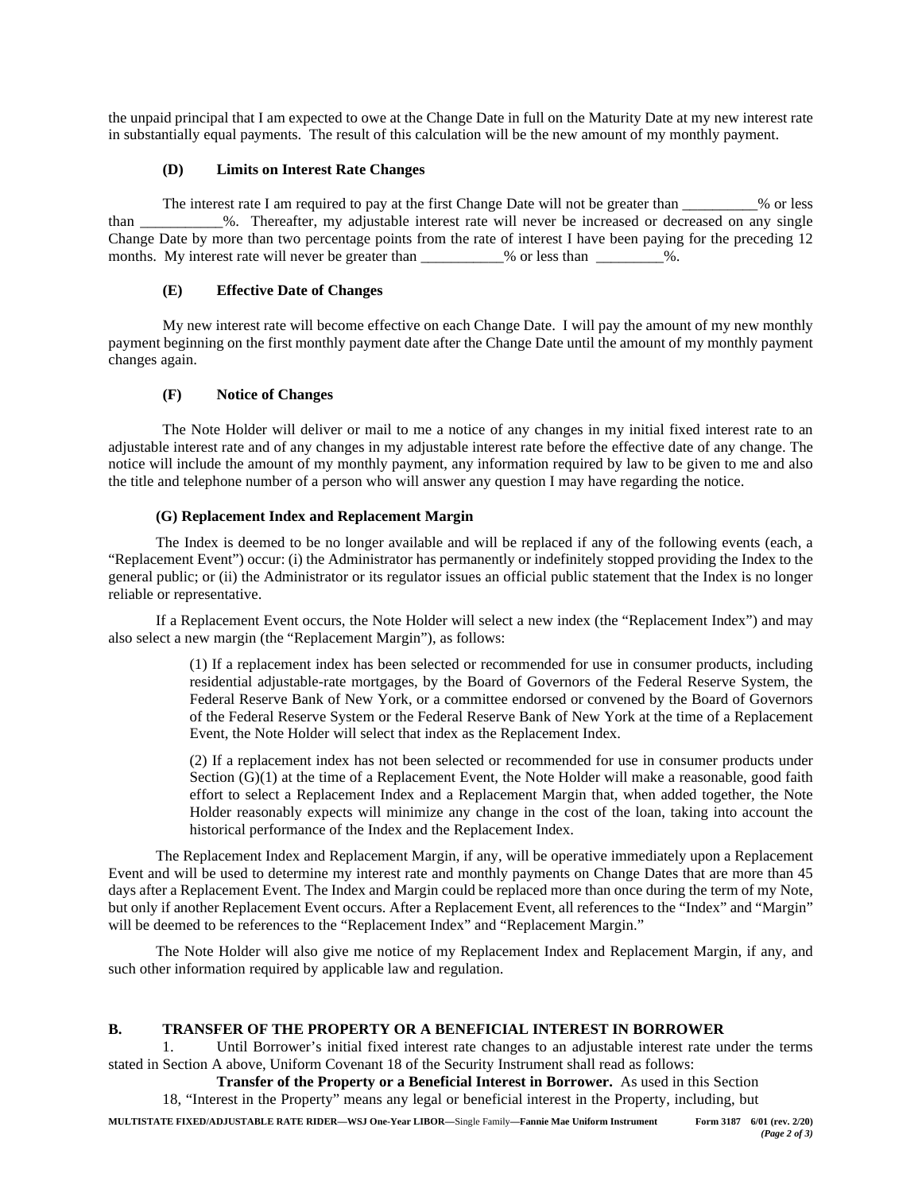the unpaid principal that I am expected to owe at the Change Date in full on the Maturity Date at my new interest rate in substantially equal payments. The result of this calculation will be the new amount of my monthly payment.

**(D) Limits on Interest Rate Changes**

The interest rate I am required to pay at the first Change Date will not be greater than __________% or less than ___________%. Thereafter, my adjustable interest rate will never be increased or decreased on any single Change Date by more than two percentage points from the rate of interest I have been paying for the preceding 12 months. My interest rate will never be greater than ___________% or less than _________%.

**(E) Effective Date of Changes**

My new interest rate will become effective on each Change Date. I will pay the amount of my new monthly payment beginning on the first monthly payment date after the Change Date until the amount of my monthly payment changes again.

**(F) Notice of Changes**

The Note Holder will deliver or mail to me a notice of any changes in my initial fixed interest rate to an adjustable interest rate and of any changes in my adjustable interest rate before the effective date of any change. The notice will include the amount of my monthly payment, any information required by law to be given to me and also the title and telephone number of a person who will answer any question I may have regarding the notice.

**(G) Replacement Index and Replacement Margin**

The Index is deemed to be no longer available and will be replaced if any of the following events (each, a "Replacement Event") occur: (i) the Administrator has permanently or indefinitely stopped providing the Index to the general public; or (ii) the Administrator or its regulator issues an official public statement that the Index is no longer reliable or representative.

If a Replacement Event occurs, the Note Holder will select a new index (the "Replacement Index") and may also select a new margin (the "Replacement Margin"), as follows:

> (1) If a replacement index has been selected or recommended for use in consumer products, including residential adjustable-rate mortgages, by the Board of Governors of the Federal Reserve System, the Federal Reserve Bank of New York, or a committee endorsed or convened by the Board of Governors of the Federal Reserve System or the Federal Reserve Bank of New York at the time of a Replacement Event, the Note Holder will select that index as the Replacement Index.
>
> (2) If a replacement index has not been selected or recommended for use in consumer products under Section (G)(1) at the time of a Replacement Event, the Note Holder will make a reasonable, good faith effort to select a Replacement Index and a Replacement Margin that, when added together, the Note Holder reasonably expects will minimize any change in the cost of the loan, taking into account the historical performance of the Index and the Replacement Index.

The Replacement Index and Replacement Margin, if any, will be operative immediately upon a Replacement Event and will be used to determine my interest rate and monthly payments on Change Dates that are more than 45 days after a Replacement Event. The Index and Margin could be replaced more than once during the term of my Note, but only if another Replacement Event occurs. After a Replacement Event, all references to the "Index" and "Margin" will be deemed to be references to the "Replacement Index" and "Replacement Margin."

The Note Holder will also give me notice of my Replacement Index and Replacement Margin, if any, and such other information required by applicable law and regulation.

**B. TRANSFER OF THE PROPERTY OR A BENEFICIAL INTEREST IN BORROWER**

1. Until Borrower's initial fixed interest rate changes to an adjustable interest rate under the terms stated in Section A above, Uniform Covenant 18 of the Security Instrument shall read as follows:

**Transfer of the Property or a Beneficial Interest in Borrower.** As used in this Section 18, "Interest in the Property" means any legal or beneficial interest in the Property, including, but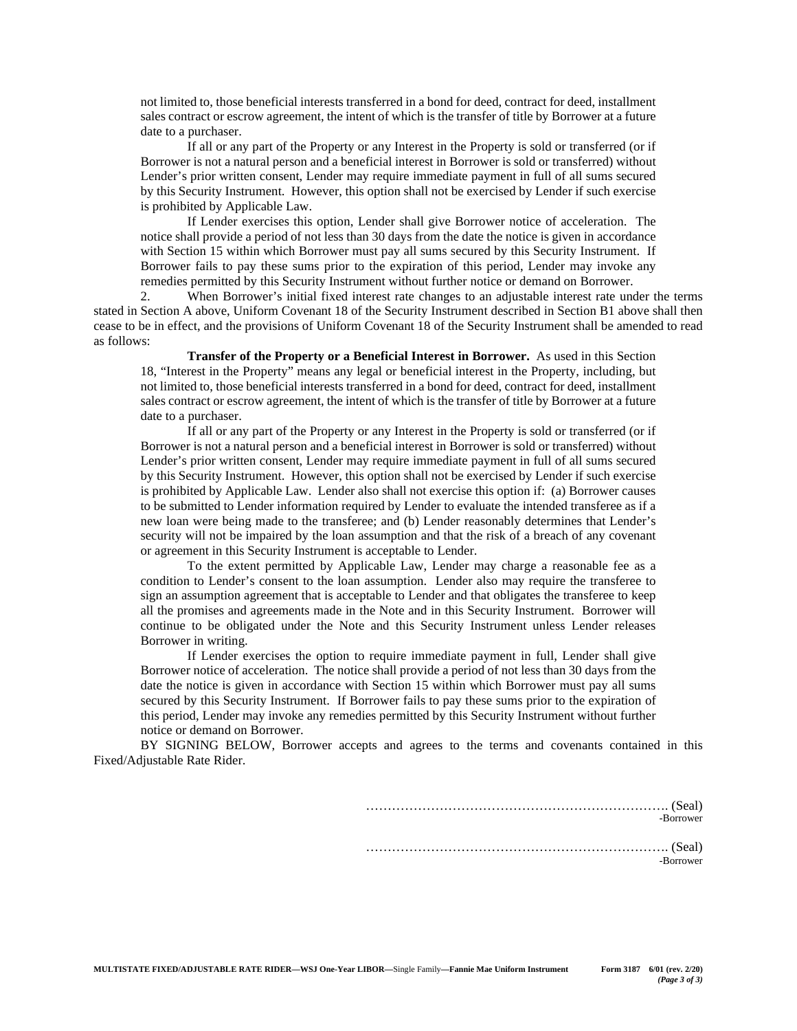not limited to, those beneficial interests transferred in a bond for deed, contract for deed, installment sales contract or escrow agreement, the intent of which is the transfer of title by Borrower at a future date to a purchaser.

If all or any part of the Property or any Interest in the Property is sold or transferred (or if Borrower is not a natural person and a beneficial interest in Borrower is sold or transferred) without Lender's prior written consent, Lender may require immediate payment in full of all sums secured by this Security Instrument. However, this option shall not be exercised by Lender if such exercise is prohibited by Applicable Law.

If Lender exercises this option, Lender shall give Borrower notice of acceleration. The notice shall provide a period of not less than 30 days from the date the notice is given in accordance with Section 15 within which Borrower must pay all sums secured by this Security Instrument. If Borrower fails to pay these sums prior to the expiration of this period, Lender may invoke any remedies permitted by this Security Instrument without further notice or demand on Borrower.

2. When Borrower's initial fixed interest rate changes to an adjustable interest rate under the terms stated in Section A above, Uniform Covenant 18 of the Security Instrument described in Section B1 above shall then cease to be in effect, and the provisions of Uniform Covenant 18 of the Security Instrument shall be amended to read as follows:

**Transfer of the Property or a Beneficial Interest in Borrower.** As used in this Section 18, "Interest in the Property" means any legal or beneficial interest in the Property, including, but not limited to, those beneficial interests transferred in a bond for deed, contract for deed, installment sales contract or escrow agreement, the intent of which is the transfer of title by Borrower at a future date to a purchaser.

If all or any part of the Property or any Interest in the Property is sold or transferred (or if Borrower is not a natural person and a beneficial interest in Borrower is sold or transferred) without Lender's prior written consent, Lender may require immediate payment in full of all sums secured by this Security Instrument. However, this option shall not be exercised by Lender if such exercise is prohibited by Applicable Law. Lender also shall not exercise this option if: (a) Borrower causes to be submitted to Lender information required by Lender to evaluate the intended transferee as if a new loan were being made to the transferee; and (b) Lender reasonably determines that Lender's security will not be impaired by the loan assumption and that the risk of a breach of any covenant or agreement in this Security Instrument is acceptable to Lender.

To the extent permitted by Applicable Law, Lender may charge a reasonable fee as a condition to Lender's consent to the loan assumption. Lender also may require the transferee to sign an assumption agreement that is acceptable to Lender and that obligates the transferee to keep all the promises and agreements made in the Note and in this Security Instrument. Borrower will continue to be obligated under the Note and this Security Instrument unless Lender releases Borrower in writing.

If Lender exercises the option to require immediate payment in full, Lender shall give Borrower notice of acceleration. The notice shall provide a period of not less than 30 days from the date the notice is given in accordance with Section 15 within which Borrower must pay all sums secured by this Security Instrument. If Borrower fails to pay these sums prior to the expiration of this period, Lender may invoke any remedies permitted by this Security Instrument without further notice or demand on Borrower.

BY SIGNING BELOW, Borrower accepts and agrees to the terms and covenants contained in this Fixed/Adjustable Rate Rider.

………………………………………………………………. (Seal)
-Borrower

………………………………………………………………. (Seal)
-Borrower

**MULTISTATE FIXED/ADJUSTABLE RATE RIDER—WSJ One-Year LIBOR—**Single Family**—Fannie Mae Uniform Instrument** **Form 3187 6/01 (rev. 2/20)**